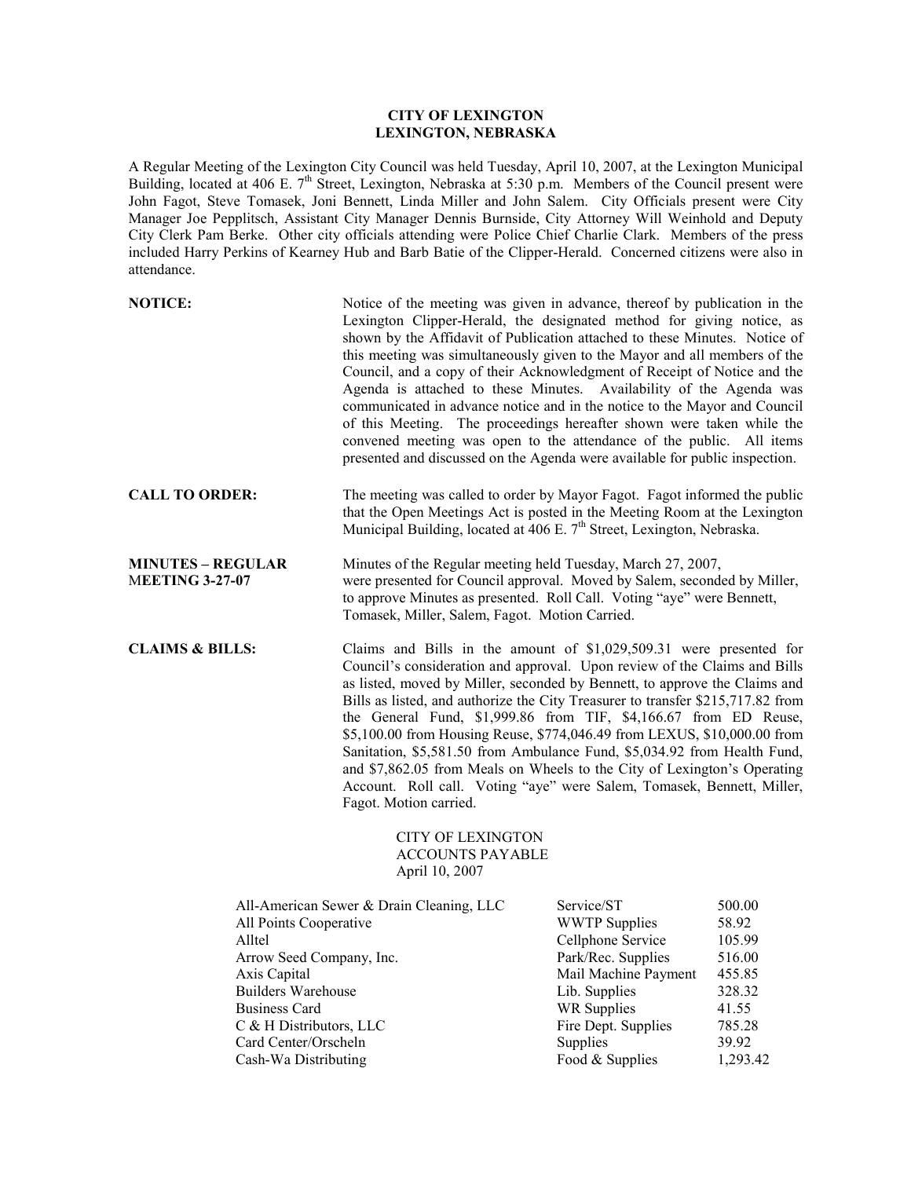**CITY OF LEXINGTON**
**LEXINGTON, NEBRASKA**

A Regular Meeting of the Lexington City Council was held Tuesday, April 10, 2007, at the Lexington Municipal Building, located at 406 E. 7th Street, Lexington, Nebraska at 5:30 p.m. Members of the Council present were John Fagot, Steve Tomasek, Joni Bennett, Linda Miller and John Salem. City Officials present were City Manager Joe Pepplitsch, Assistant City Manager Dennis Burnside, City Attorney Will Weinhold and Deputy City Clerk Pam Berke. Other city officials attending were Police Chief Charlie Clark. Members of the press included Harry Perkins of Kearney Hub and Barb Batie of the Clipper-Herald. Concerned citizens were also in attendance.

**NOTICE:** Notice of the meeting was given in advance, thereof by publication in the Lexington Clipper-Herald, the designated method for giving notice, as shown by the Affidavit of Publication attached to these Minutes. Notice of this meeting was simultaneously given to the Mayor and all members of the Council, and a copy of their Acknowledgment of Receipt of Notice and the Agenda is attached to these Minutes. Availability of the Agenda was communicated in advance notice and in the notice to the Mayor and Council of this Meeting. The proceedings hereafter shown were taken while the convened meeting was open to the attendance of the public. All items presented and discussed on the Agenda were available for public inspection.

**CALL TO ORDER:** The meeting was called to order by Mayor Fagot. Fagot informed the public that the Open Meetings Act is posted in the Meeting Room at the Lexington Municipal Building, located at 406 E. 7th Street, Lexington, Nebraska.

**MINUTES – REGULAR MEETING 3-27-07:** Minutes of the Regular meeting held Tuesday, March 27, 2007, were presented for Council approval. Moved by Salem, seconded by Miller, to approve Minutes as presented. Roll Call. Voting "aye" were Bennett, Tomasek, Miller, Salem, Fagot. Motion Carried.

**CLAIMS & BILLS:** Claims and Bills in the amount of $1,029,509.31 were presented for Council's consideration and approval. Upon review of the Claims and Bills as listed, moved by Miller, seconded by Bennett, to approve the Claims and Bills as listed, and authorize the City Treasurer to transfer $215,717.82 from the General Fund, $1,999.86 from TIF, $4,166.67 from ED Reuse, $5,100.00 from Housing Reuse, $774,046.49 from LEXUS, $10,000.00 from Sanitation, $5,581.50 from Ambulance Fund, $5,034.92 from Health Fund, and $7,862.05 from Meals on Wheels to the City of Lexington's Operating Account. Roll call. Voting "aye" were Salem, Tomasek, Bennett, Miller, Fagot. Motion carried.

CITY OF LEXINGTON
ACCOUNTS PAYABLE
April 10, 2007

| | | |
|---|---|---|
| All-American Sewer & Drain Cleaning, LLC | Service/ST | 500.00 |
| All Points Cooperative | WWTP Supplies | 58.92 |
| Alltel | Cellphone Service | 105.99 |
| Arrow Seed Company, Inc. | Park/Rec. Supplies | 516.00 |
| Axis Capital | Mail Machine Payment | 455.85 |
| Builders Warehouse | Lib. Supplies | 328.32 |
| Business Card | WR Supplies | 41.55 |
| C & H Distributors, LLC | Fire Dept. Supplies | 785.28 |
| Card Center/Orscheln | Supplies | 39.92 |
| Cash-Wa Distributing | Food & Supplies | 1,293.42 |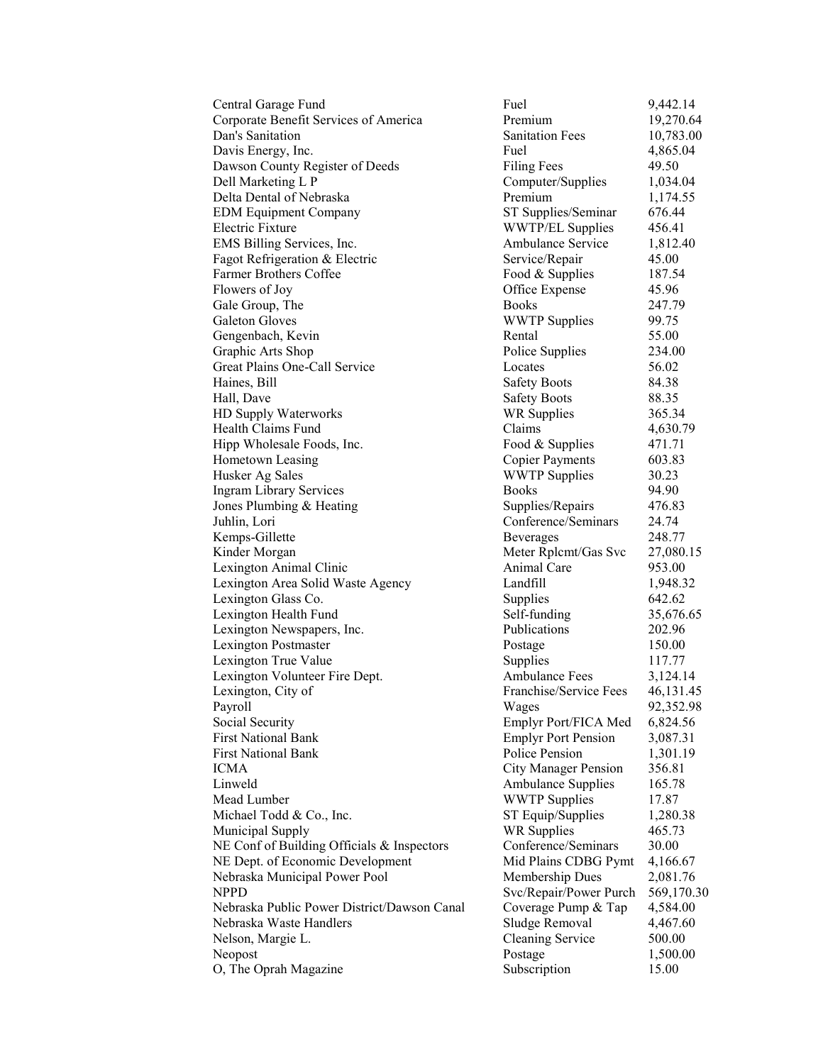| | | |
|---|---|---|
| Central Garage Fund | Fuel | 9,442.14 |
| Corporate Benefit Services of America | Premium | 19,270.64 |
| Dan's Sanitation | Sanitation Fees | 10,783.00 |
| Davis Energy, Inc. | Fuel | 4,865.04 |
| Dawson County Register of Deeds | Filing Fees | 49.50 |
| Dell Marketing L P | Computer/Supplies | 1,034.04 |
| Delta Dental of Nebraska | Premium | 1,174.55 |
| EDM Equipment Company | ST Supplies/Seminar | 676.44 |
| Electric Fixture | WWTP/EL Supplies | 456.41 |
| EMS Billing Services, Inc. | Ambulance Service | 1,812.40 |
| Fagot Refrigeration & Electric | Service/Repair | 45.00 |
| Farmer Brothers Coffee | Food & Supplies | 187.54 |
| Flowers of Joy | Office Expense | 45.96 |
| Gale Group, The | Books | 247.79 |
| Galeton Gloves | WWTP Supplies | 99.75 |
| Gengenbach, Kevin | Rental | 55.00 |
| Graphic Arts Shop | Police Supplies | 234.00 |
| Great Plains One-Call Service | Locates | 56.02 |
| Haines, Bill | Safety Boots | 84.38 |
| Hall, Dave | Safety Boots | 88.35 |
| HD Supply Waterworks | WR Supplies | 365.34 |
| Health Claims Fund | Claims | 4,630.79 |
| Hipp Wholesale Foods, Inc. | Food & Supplies | 471.71 |
| Hometown Leasing | Copier Payments | 603.83 |
| Husker Ag Sales | WWTP Supplies | 30.23 |
| Ingram Library Services | Books | 94.90 |
| Jones Plumbing & Heating | Supplies/Repairs | 476.83 |
| Juhlin, Lori | Conference/Seminars | 24.74 |
| Kemps-Gillette | Beverages | 248.77 |
| Kinder Morgan | Meter Rplcmt/Gas Svc | 27,080.15 |
| Lexington Animal Clinic | Animal Care | 953.00 |
| Lexington Area Solid Waste Agency | Landfill | 1,948.32 |
| Lexington Glass Co. | Supplies | 642.62 |
| Lexington Health Fund | Self-funding | 35,676.65 |
| Lexington Newspapers, Inc. | Publications | 202.96 |
| Lexington Postmaster | Postage | 150.00 |
| Lexington True Value | Supplies | 117.77 |
| Lexington Volunteer Fire Dept. | Ambulance Fees | 3,124.14 |
| Lexington, City of | Franchise/Service Fees | 46,131.45 |
| Payroll | Wages | 92,352.98 |
| Social Security | Emplyr Port/FICA Med | 6,824.56 |
| First National Bank | Emplyr Port Pension | 3,087.31 |
| First National Bank | Police Pension | 1,301.19 |
| ICMA | City Manager Pension | 356.81 |
| Linweld | Ambulance Supplies | 165.78 |
| Mead Lumber | WWTP Supplies | 17.87 |
| Michael Todd & Co., Inc. | ST Equip/Supplies | 1,280.38 |
| Municipal Supply | WR Supplies | 465.73 |
| NE Conf of Building Officials & Inspectors | Conference/Seminars | 30.00 |
| NE Dept. of Economic Development | Mid Plains CDBG Pymt | 4,166.67 |
| Nebraska Municipal Power Pool | Membership Dues | 2,081.76 |
| NPPD | Svc/Repair/Power Purch | 569,170.30 |
| Nebraska Public Power District/Dawson Canal | Coverage Pump & Tap | 4,584.00 |
| Nebraska Waste Handlers | Sludge Removal | 4,467.60 |
| Nelson, Margie L. | Cleaning Service | 500.00 |
| Neopost | Postage | 1,500.00 |
| O, The Oprah Magazine | Subscription | 15.00 |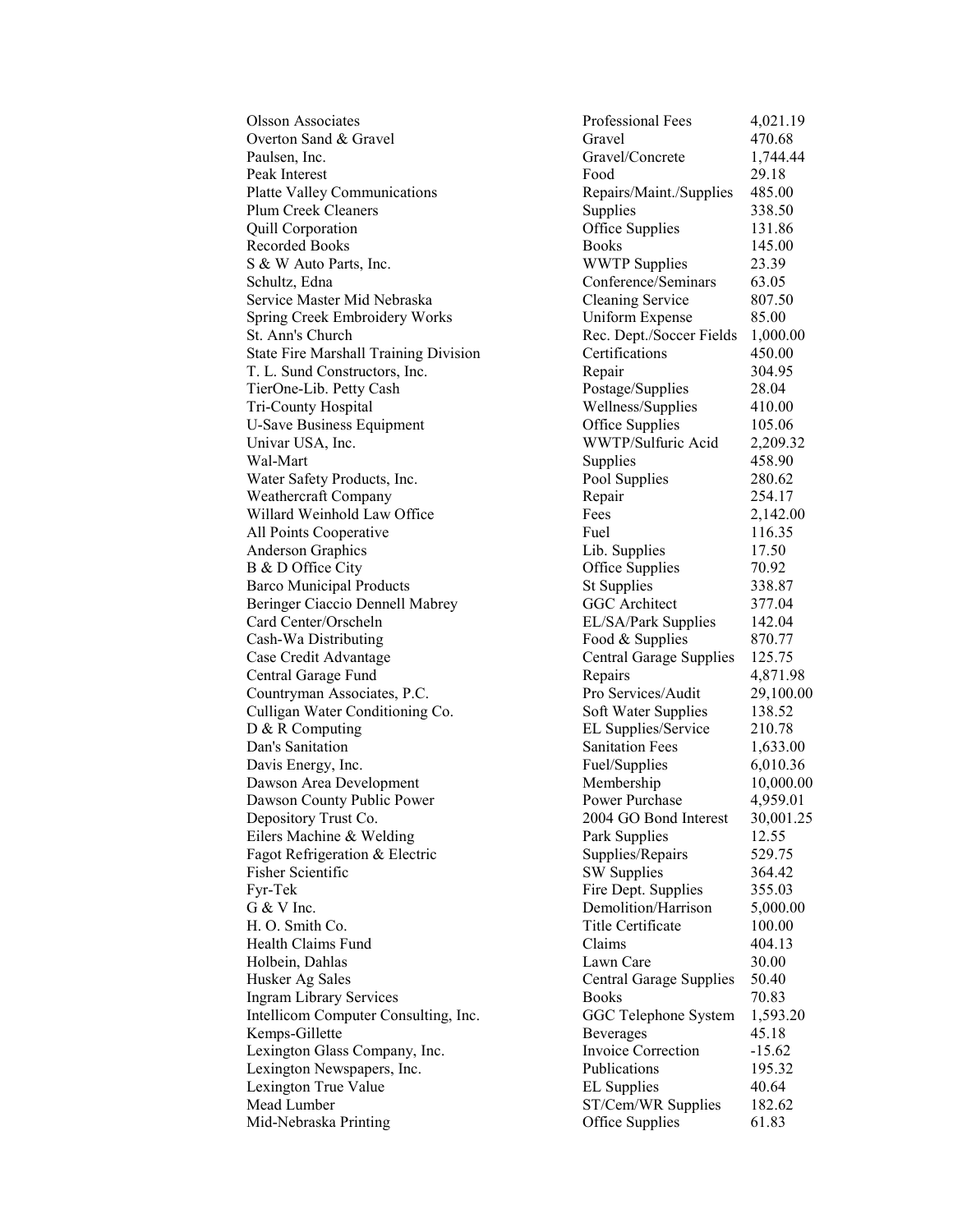| | | |
|---|---|---|
| Olsson Associates | Professional Fees | 4,021.19 |
| Overton Sand & Gravel | Gravel | 470.68 |
| Paulsen, Inc. | Gravel/Concrete | 1,744.44 |
| Peak Interest | Food | 29.18 |
| Platte Valley Communications | Repairs/Maint./Supplies | 485.00 |
| Plum Creek Cleaners | Supplies | 338.50 |
| Quill Corporation | Office Supplies | 131.86 |
| Recorded Books | Books | 145.00 |
| S & W Auto Parts, Inc. | WWTP Supplies | 23.39 |
| Schultz, Edna | Conference/Seminars | 63.05 |
| Service Master Mid Nebraska | Cleaning Service | 807.50 |
| Spring Creek Embroidery Works | Uniform Expense | 85.00 |
| St. Ann's Church | Rec. Dept./Soccer Fields | 1,000.00 |
| State Fire Marshall Training Division | Certifications | 450.00 |
| T. L. Sund Constructors, Inc. | Repair | 304.95 |
| TierOne-Lib. Petty Cash | Postage/Supplies | 28.04 |
| Tri-County Hospital | Wellness/Supplies | 410.00 |
| U-Save Business Equipment | Office Supplies | 105.06 |
| Univar USA, Inc. | WWTP/Sulfuric Acid | 2,209.32 |
| Wal-Mart | Supplies | 458.90 |
| Water Safety Products, Inc. | Pool Supplies | 280.62 |
| Weathercraft Company | Repair | 254.17 |
| Willard Weinhold Law Office | Fees | 2,142.00 |
| All Points Cooperative | Fuel | 116.35 |
| Anderson Graphics | Lib. Supplies | 17.50 |
| B & D Office City | Office Supplies | 70.92 |
| Barco Municipal Products | St Supplies | 338.87 |
| Beringer Ciaccio Dennell Mabrey | GGC Architect | 377.04 |
| Card Center/Orscheln | EL/SA/Park Supplies | 142.04 |
| Cash-Wa Distributing | Food & Supplies | 870.77 |
| Case Credit Advantage | Central Garage Supplies | 125.75 |
| Central Garage Fund | Repairs | 4,871.98 |
| Countryman Associates, P.C. | Pro Services/Audit | 29,100.00 |
| Culligan Water Conditioning Co. | Soft Water Supplies | 138.52 |
| D & R Computing | EL Supplies/Service | 210.78 |
| Dan's Sanitation | Sanitation Fees | 1,633.00 |
| Davis Energy, Inc. | Fuel/Supplies | 6,010.36 |
| Dawson Area Development | Membership | 10,000.00 |
| Dawson County Public Power | Power Purchase | 4,959.01 |
| Depository Trust Co. | 2004 GO Bond Interest | 30,001.25 |
| Eilers Machine & Welding | Park Supplies | 12.55 |
| Fagot Refrigeration & Electric | Supplies/Repairs | 529.75 |
| Fisher Scientific | SW Supplies | 364.42 |
| Fyr-Tek | Fire Dept. Supplies | 355.03 |
| G & V Inc. | Demolition/Harrison | 5,000.00 |
| H. O. Smith Co. | Title Certificate | 100.00 |
| Health Claims Fund | Claims | 404.13 |
| Holbein, Dahlas | Lawn Care | 30.00 |
| Husker Ag Sales | Central Garage Supplies | 50.40 |
| Ingram Library Services | Books | 70.83 |
| Intellicom Computer Consulting, Inc. | GGC Telephone System | 1,593.20 |
| Kemps-Gillette | Beverages | 45.18 |
| Lexington Glass Company, Inc. | Invoice Correction | -15.62 |
| Lexington Newspapers, Inc. | Publications | 195.32 |
| Lexington True Value | EL Supplies | 40.64 |
| Mead Lumber | ST/Cem/WR Supplies | 182.62 |
| Mid-Nebraska Printing | Office Supplies | 61.83 |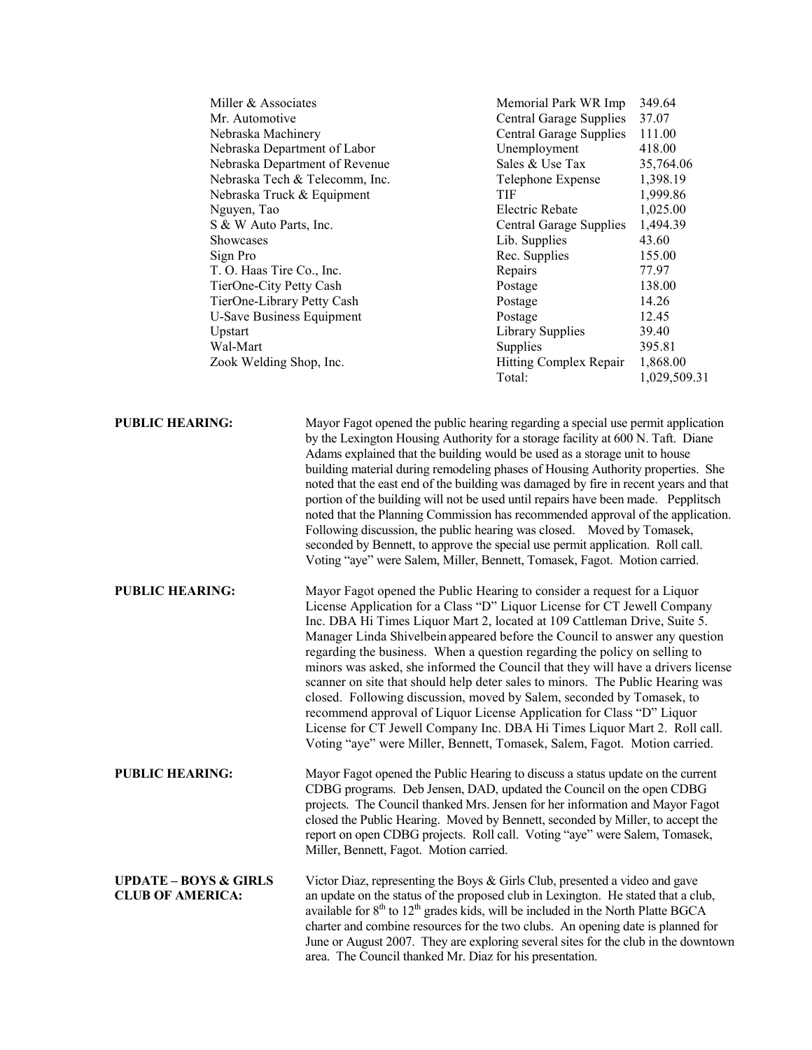| | | |
|---|---|---|
| Miller & Associates | Memorial Park WR Imp | 349.64 |
| Mr. Automotive | Central Garage Supplies | 37.07 |
| Nebraska Machinery | Central Garage Supplies | 111.00 |
| Nebraska Department of Labor | Unemployment | 418.00 |
| Nebraska Department of Revenue | Sales & Use Tax | 35,764.06 |
| Nebraska Tech & Telecomm, Inc. | Telephone Expense | 1,398.19 |
| Nebraska Truck & Equipment | TIF | 1,999.86 |
| Nguyen, Tao | Electric Rebate | 1,025.00 |
| S & W Auto Parts, Inc. | Central Garage Supplies | 1,494.39 |
| Showcases | Lib. Supplies | 43.60 |
| Sign Pro | Rec. Supplies | 155.00 |
| T. O. Haas Tire Co., Inc. | Repairs | 77.97 |
| TierOne-City Petty Cash | Postage | 138.00 |
| TierOne-Library Petty Cash | Postage | 14.26 |
| U-Save Business Equipment | Postage | 12.45 |
| Upstart | Library Supplies | 39.40 |
| Wal-Mart | Supplies | 395.81 |
| Zook Welding Shop, Inc. | Hitting Complex Repair | 1,868.00 |
| | Total: | 1,029,509.31 |

**PUBLIC HEARING:** Mayor Fagot opened the public hearing regarding a special use permit application by the Lexington Housing Authority for a storage facility at 600 N. Taft. Diane Adams explained that the building would be used as a storage unit to house building material during remodeling phases of Housing Authority properties. She noted that the east end of the building was damaged by fire in recent years and that portion of the building will not be used until repairs have been made. Pepplitsch noted that the Planning Commission has recommended approval of the application. Following discussion, the public hearing was closed. Moved by Tomasek, seconded by Bennett, to approve the special use permit application. Roll call. Voting "aye" were Salem, Miller, Bennett, Tomasek, Fagot. Motion carried.

**PUBLIC HEARING:** Mayor Fagot opened the Public Hearing to consider a request for a Liquor License Application for a Class "D" Liquor License for CT Jewell Company Inc. DBA Hi Times Liquor Mart 2, located at 109 Cattleman Drive, Suite 5. Manager Linda Shivelbein appeared before the Council to answer any question regarding the business. When a question regarding the policy on selling to minors was asked, she informed the Council that they will have a drivers license scanner on site that should help deter sales to minors. The Public Hearing was closed. Following discussion, moved by Salem, seconded by Tomasek, to recommend approval of Liquor License Application for Class "D" Liquor License for CT Jewell Company Inc. DBA Hi Times Liquor Mart 2. Roll call. Voting "aye" were Miller, Bennett, Tomasek, Salem, Fagot. Motion carried.

**PUBLIC HEARING:** Mayor Fagot opened the Public Hearing to discuss a status update on the current CDBG programs. Deb Jensen, DAD, updated the Council on the open CDBG projects. The Council thanked Mrs. Jensen for her information and Mayor Fagot closed the Public Hearing. Moved by Bennett, seconded by Miller, to accept the report on open CDBG projects. Roll call. Voting "aye" were Salem, Tomasek, Miller, Bennett, Fagot. Motion carried.

**UPDATE – BOYS & GIRLS CLUB OF AMERICA:** Victor Diaz, representing the Boys & Girls Club, presented a video and gave an update on the status of the proposed club in Lexington. He stated that a club, available for 8th to 12th grades kids, will be included in the North Platte BGCA charter and combine resources for the two clubs. An opening date is planned for June or August 2007. They are exploring several sites for the club in the downtown area. The Council thanked Mr. Diaz for his presentation.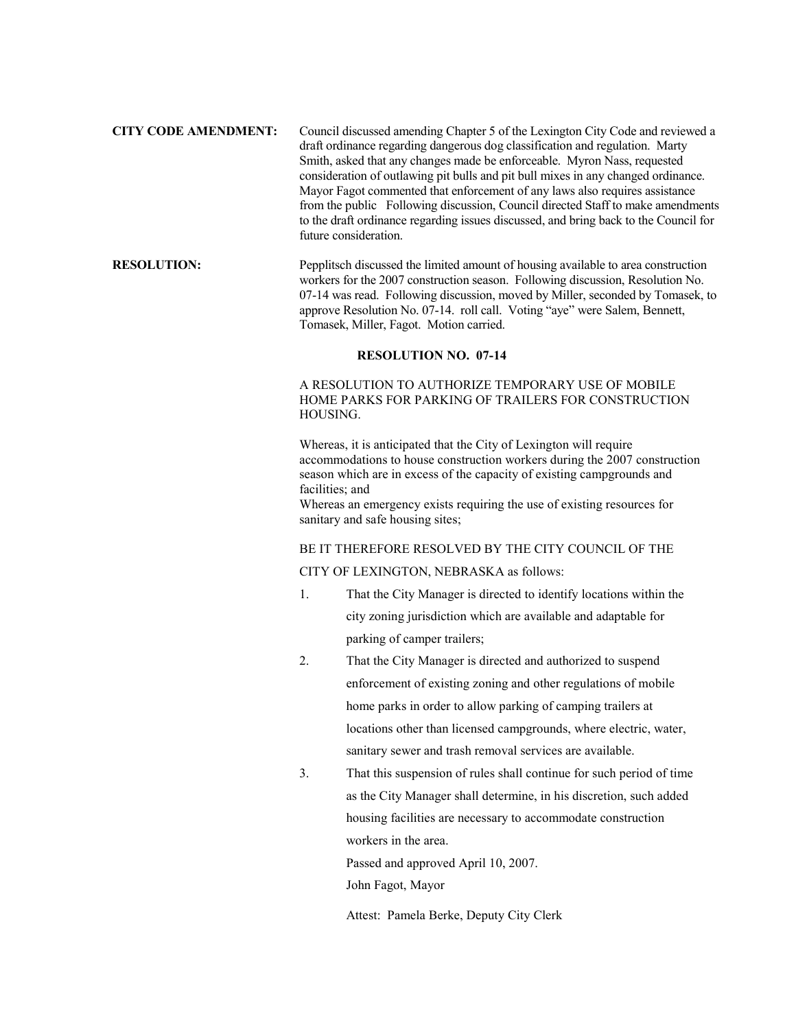**CITY CODE AMENDMENT:** Council discussed amending Chapter 5 of the Lexington City Code and reviewed a draft ordinance regarding dangerous dog classification and regulation. Marty Smith, asked that any changes made be enforceable. Myron Nass, requested consideration of outlawing pit bulls and pit bull mixes in any changed ordinance. Mayor Fagot commented that enforcement of any laws also requires assistance from the public Following discussion, Council directed Staff to make amendments to the draft ordinance regarding issues discussed, and bring back to the Council for future consideration.

**RESOLUTION:** Pepplitsch discussed the limited amount of housing available to area construction workers for the 2007 construction season. Following discussion, Resolution No. 07-14 was read. Following discussion, moved by Miller, seconded by Tomasek, to approve Resolution No. 07-14. roll call. Voting "aye" were Salem, Bennett, Tomasek, Miller, Fagot. Motion carried.

**RESOLUTION NO. 07-14**

A RESOLUTION TO AUTHORIZE TEMPORARY USE OF MOBILE HOME PARKS FOR PARKING OF TRAILERS FOR CONSTRUCTION HOUSING.

Whereas, it is anticipated that the City of Lexington will require accommodations to house construction workers during the 2007 construction season which are in excess of the capacity of existing campgrounds and facilities; and

Whereas an emergency exists requiring the use of existing resources for sanitary and safe housing sites;

BE IT THEREFORE RESOLVED BY THE CITY COUNCIL OF THE CITY OF LEXINGTON, NEBRASKA as follows:

1. That the City Manager is directed to identify locations within the city zoning jurisdiction which are available and adaptable for parking of camper trailers;
2. That the City Manager is directed and authorized to suspend enforcement of existing zoning and other regulations of mobile home parks in order to allow parking of camping trailers at locations other than licensed campgrounds, where electric, water, sanitary sewer and trash removal services are available.
3. That this suspension of rules shall continue for such period of time as the City Manager shall determine, in his discretion, such added housing facilities are necessary to accommodate construction workers in the area.

Passed and approved April 10, 2007.

John Fagot, Mayor

Attest: Pamela Berke, Deputy City Clerk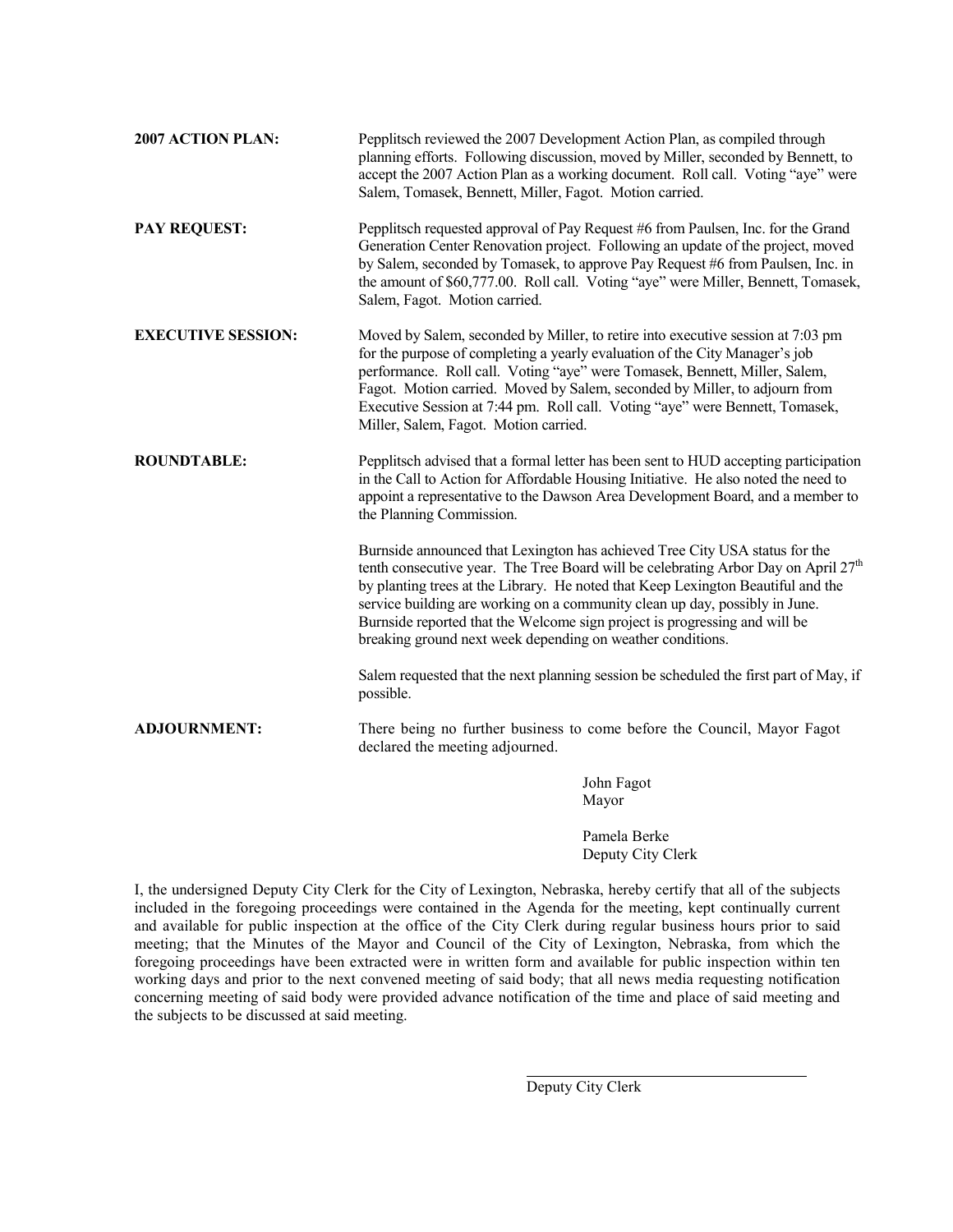**2007 ACTION PLAN:** Pepplitsch reviewed the 2007 Development Action Plan, as compiled through planning efforts. Following discussion, moved by Miller, seconded by Bennett, to accept the 2007 Action Plan as a working document. Roll call. Voting "aye" were Salem, Tomasek, Bennett, Miller, Fagot. Motion carried.

**PAY REQUEST:** Pepplitsch requested approval of Pay Request #6 from Paulsen, Inc. for the Grand Generation Center Renovation project. Following an update of the project, moved by Salem, seconded by Tomasek, to approve Pay Request #6 from Paulsen, Inc. in the amount of $60,777.00. Roll call. Voting "aye" were Miller, Bennett, Tomasek, Salem, Fagot. Motion carried.

**EXECUTIVE SESSION:** Moved by Salem, seconded by Miller, to retire into executive session at 7:03 pm for the purpose of completing a yearly evaluation of the City Manager's job performance. Roll call. Voting "aye" were Tomasek, Bennett, Miller, Salem, Fagot. Motion carried. Moved by Salem, seconded by Miller, to adjourn from Executive Session at 7:44 pm. Roll call. Voting "aye" were Bennett, Tomasek, Miller, Salem, Fagot. Motion carried.

**ROUNDTABLE:** Pepplitsch advised that a formal letter has been sent to HUD accepting participation in the Call to Action for Affordable Housing Initiative. He also noted the need to appoint a representative to the Dawson Area Development Board, and a member to the Planning Commission.

Burnside announced that Lexington has achieved Tree City USA status for the tenth consecutive year. The Tree Board will be celebrating Arbor Day on April 27th by planting trees at the Library. He noted that Keep Lexington Beautiful and the service building are working on a community clean up day, possibly in June. Burnside reported that the Welcome sign project is progressing and will be breaking ground next week depending on weather conditions.

Salem requested that the next planning session be scheduled the first part of May, if possible.

**ADJOURNMENT:** There being no further business to come before the Council, Mayor Fagot declared the meeting adjourned.

John Fagot
Mayor

Pamela Berke
Deputy City Clerk

I, the undersigned Deputy City Clerk for the City of Lexington, Nebraska, hereby certify that all of the subjects included in the foregoing proceedings were contained in the Agenda for the meeting, kept continually current and available for public inspection at the office of the City Clerk during regular business hours prior to said meeting; that the Minutes of the Mayor and Council of the City of Lexington, Nebraska, from which the foregoing proceedings have been extracted were in written form and available for public inspection within ten working days and prior to the next convened meeting of said body; that all news media requesting notification concerning meeting of said body were provided advance notification of the time and place of said meeting and the subjects to be discussed at said meeting.

Deputy City Clerk